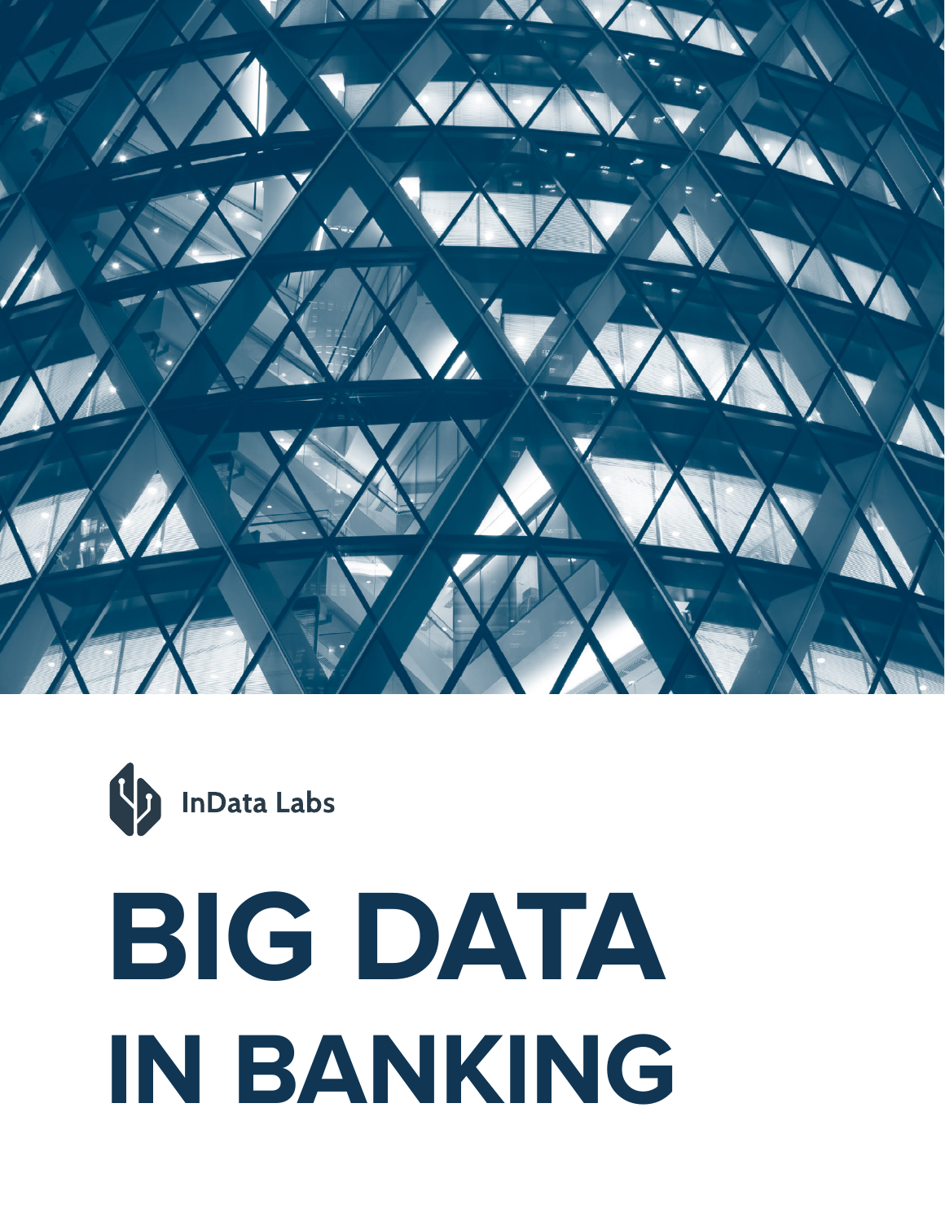InData Labs

# BIG DATA IN BANKING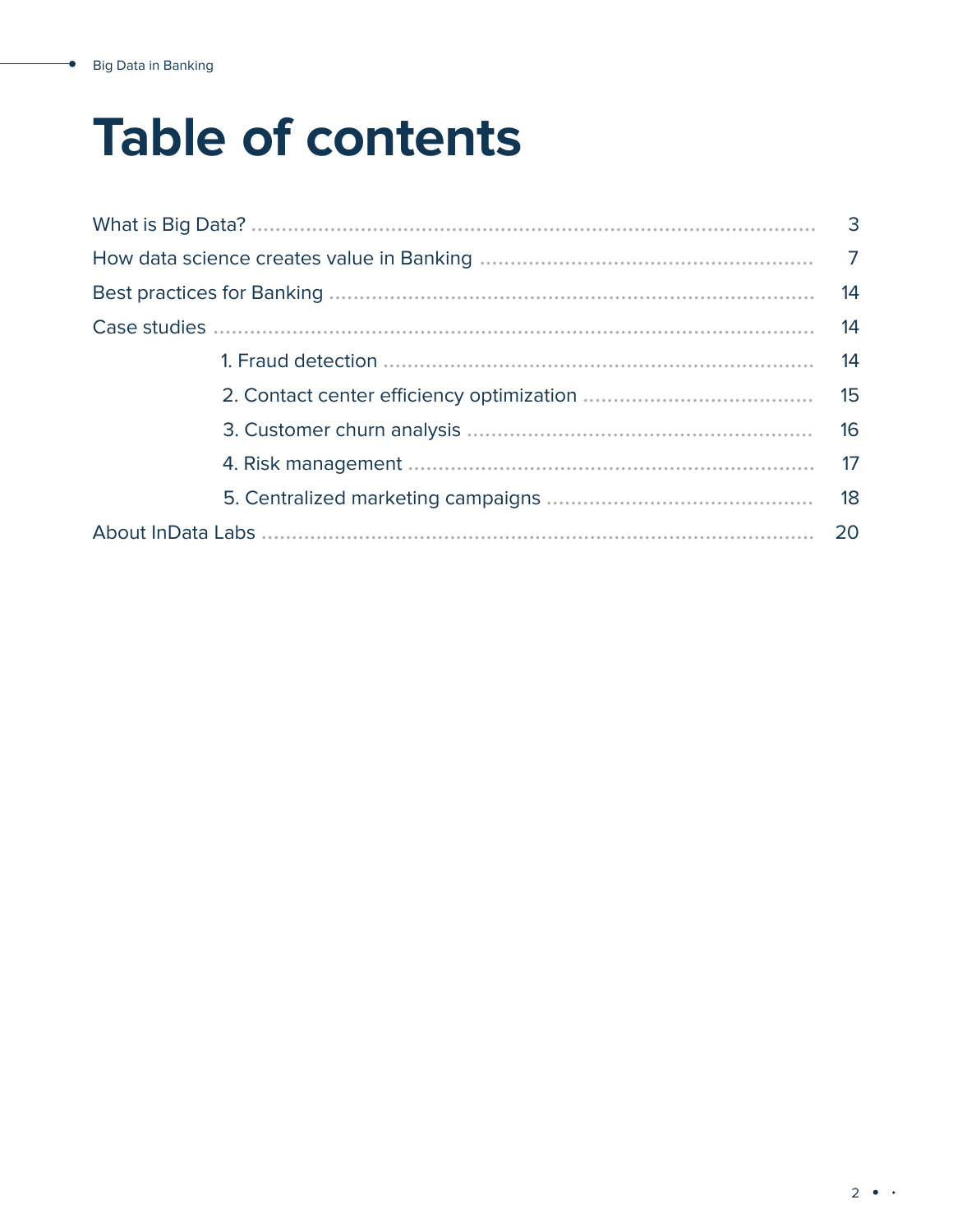# Table of contents

What is Big Data? ........ 3

How data science creates value in Banking ........ 7

Best practices for Banking ........ 14

Case studies ........ 14

- 1. Fraud detection ........ 14
- 2. Contact center efficiency optimization ........ 15
- 3. Customer churn analysis ........ 16
- 4. Risk management ........ 17
- 5. Centralized marketing campaigns ........ 18

About InData Labs ........ 20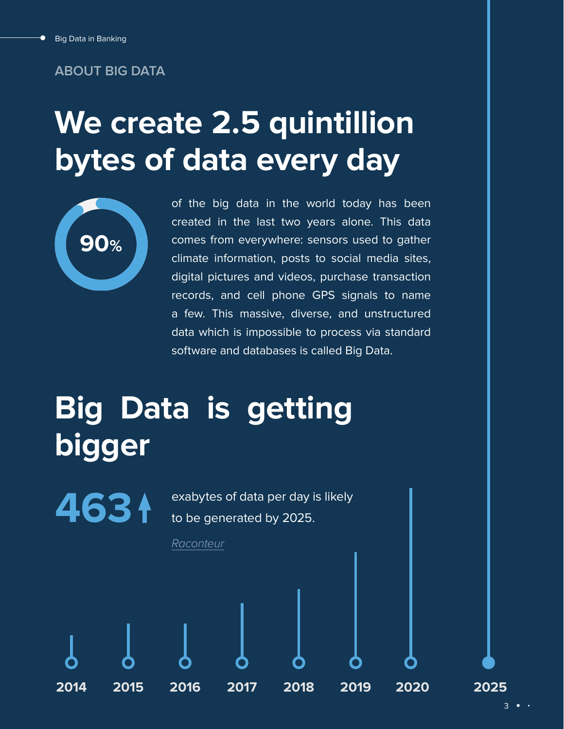ABOUT BIG DATA

# We create 2.5 quintillion bytes of data every day

**90%** of the big data in the world today has been created in the last two years alone. This data comes from everywhere: sensors used to gather climate information, posts to social media sites, digital pictures and videos, purchase transaction records, and cell phone GPS signals to name a few. This massive, diverse, and unstructured data which is impossible to process via standard software and databases is called Big Data.

# Big Data is getting bigger

**463** exabytes of data per day is likely to be generated by 2025.

*Raconteur*

2014 2015 2016 2017 2018 2019 2020 2025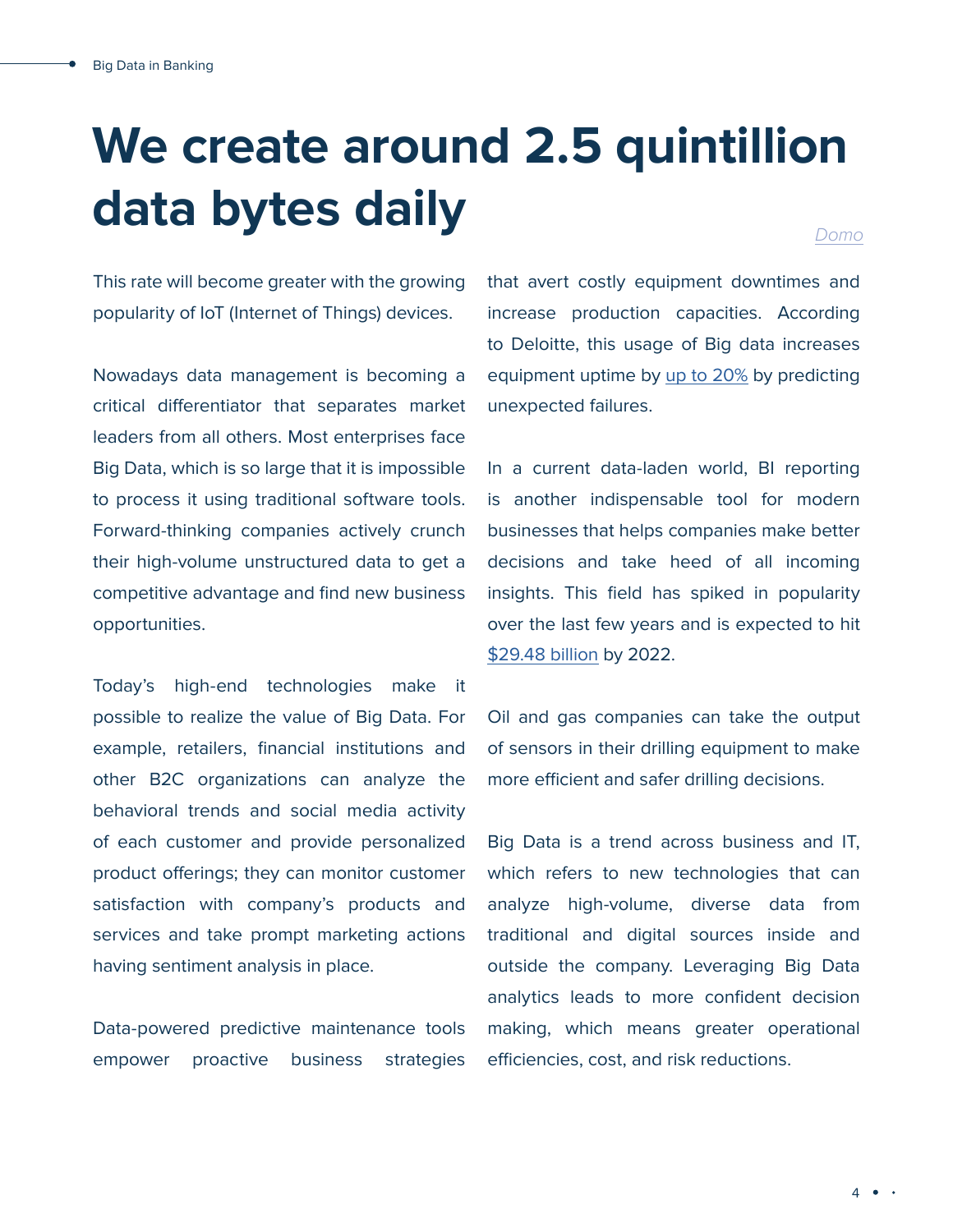# We create around 2.5 quintillion data bytes daily

Domo

This rate will become greater with the growing popularity of IoT (Internet of Things) devices.

Nowadays data management is becoming a critical differentiator that separates market leaders from all others. Most enterprises face Big Data, which is so large that it is impossible to process it using traditional software tools. Forward-thinking companies actively crunch their high-volume unstructured data to get a competitive advantage and find new business opportunities.

Today's high-end technologies make it possible to realize the value of Big Data. For example, retailers, financial institutions and other B2C organizations can analyze the behavioral trends and social media activity of each customer and provide personalized product offerings; they can monitor customer satisfaction with company's products and services and take prompt marketing actions having sentiment analysis in place.

Data-powered predictive maintenance tools empower proactive business strategies that avert costly equipment downtimes and increase production capacities. According to Deloitte, this usage of Big data increases equipment uptime by up to 20% by predicting unexpected failures.

In a current data-laden world, BI reporting is another indispensable tool for modern businesses that helps companies make better decisions and take heed of all incoming insights. This field has spiked in popularity over the last few years and is expected to hit $29.48 billion by 2022.

Oil and gas companies can take the output of sensors in their drilling equipment to make more efficient and safer drilling decisions.

Big Data is a trend across business and IT, which refers to new technologies that can analyze high-volume, diverse data from traditional and digital sources inside and outside the company. Leveraging Big Data analytics leads to more confident decision making, which means greater operational efficiencies, cost, and risk reductions.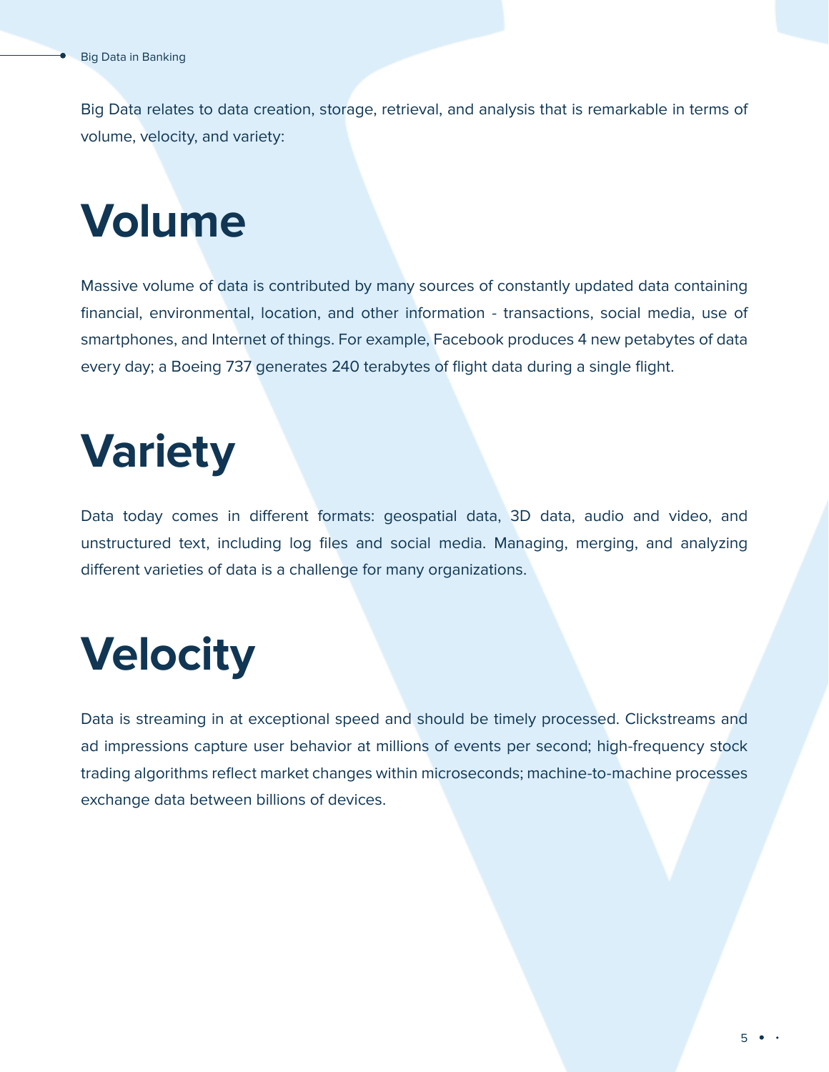Big Data relates to data creation, storage, retrieval, and analysis that is remarkable in terms of volume, velocity, and variety:

# Volume

Massive volume of data is contributed by many sources of constantly updated data containing financial, environmental, location, and other information - transactions, social media, use of smartphones, and Internet of things. For example, Facebook produces 4 new petabytes of data every day; a Boeing 737 generates 240 terabytes of flight data during a single flight.

# Variety

Data today comes in different formats: geospatial data, 3D data, audio and video, and unstructured text, including log files and social media. Managing, merging, and analyzing different varieties of data is a challenge for many organizations.

# Velocity

Data is streaming in at exceptional speed and should be timely processed. Clickstreams and ad impressions capture user behavior at millions of events per second; high-frequency stock trading algorithms reflect market changes within microseconds; machine-to-machine processes exchange data between billions of devices.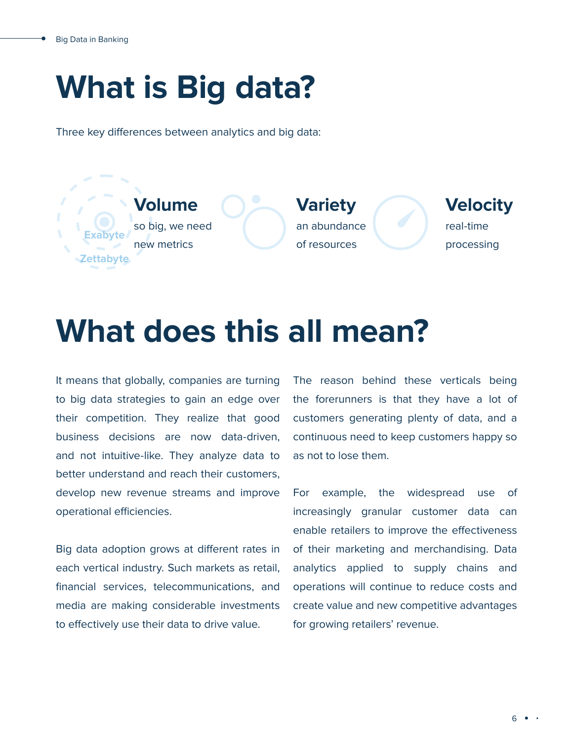# What is Big data?

Three key differences between analytics and big data:

Exabyte

Zettabyte

### Volume

so big, we need new metrics

### Variety

an abundance of resources

### Velocity

real-time processing

# What does this all mean?

It means that globally, companies are turning to big data strategies to gain an edge over their competition. They realize that good business decisions are now data-driven, and not intuitive-like. They analyze data to better understand and reach their customers, develop new revenue streams and improve operational efficiencies.

Big data adoption grows at different rates in each vertical industry. Such markets as retail, financial services, telecommunications, and media are making considerable investments to effectively use their data to drive value.

The reason behind these verticals being the forerunners is that they have a lot of customers generating plenty of data, and a continuous need to keep customers happy so as not to lose them.

For example, the widespread use of increasingly granular customer data can enable retailers to improve the effectiveness of their marketing and merchandising. Data analytics applied to supply chains and operations will continue to reduce costs and create value and new competitive advantages for growing retailers' revenue.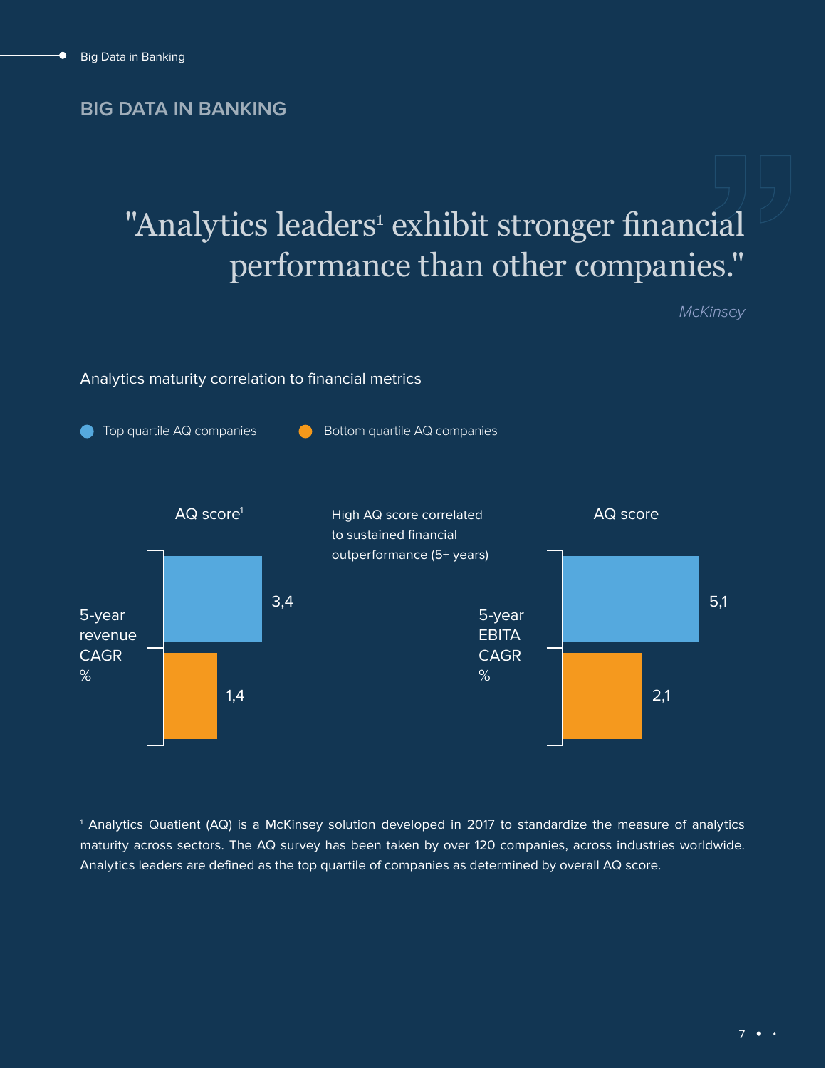## BIG DATA IN BANKING

> "Analytics leaders[1] exhibit stronger financial performance than other companies."
>
> *McKinsey*

### Analytics maturity correlation to financial metrics

Top quartile AQ companies | Bottom quartile AQ companies

High AQ score correlated to sustained financial outperformance (5+ years)

| | AQ score[1] – 5-year revenue CAGR % | AQ score – 5-year EBITA CAGR % |
|---|---|---|
| Top quartile AQ companies | 3,4 | 5,1 |
| Bottom quartile AQ companies | 1,4 | 2,1 |

[1] Analytics Quatient (AQ) is a McKinsey solution developed in 2017 to standardize the measure of analytics maturity across sectors. The AQ survey has been taken by over 120 companies, across industries worldwide. Analytics leaders are defined as the top quartile of companies as determined by overall AQ score.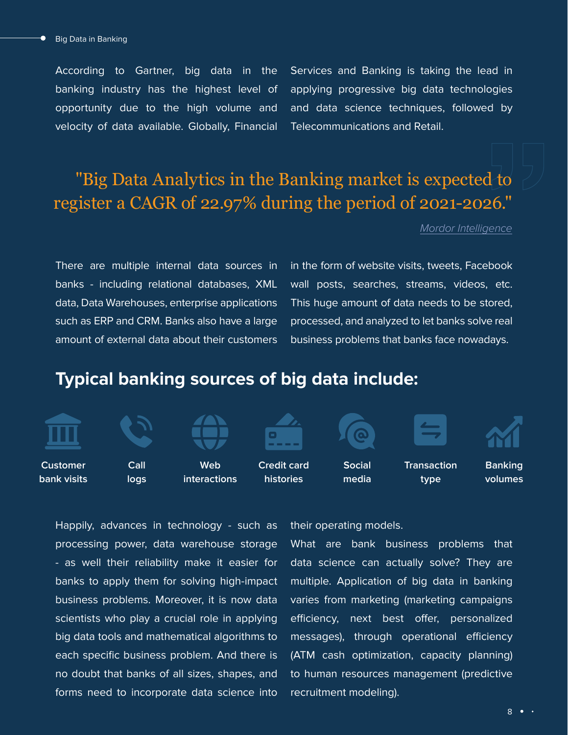According to Gartner, big data in the banking industry has the highest level of opportunity due to the high volume and velocity of data available. Globally, Financial Services and Banking is taking the lead in applying progressive big data technologies and data science techniques, followed by Telecommunications and Retail.

> "Big Data Analytics in the Banking market is expected to register a CAGR of 22.97% during the period of 2021-2026."
>
> *Mordor Intelligence*

There are multiple internal data sources in banks - including relational databases, XML data, Data Warehouses, enterprise applications such as ERP and CRM. Banks also have a large amount of external data about their customers in the form of website visits, tweets, Facebook wall posts, searches, streams, videos, etc. This huge amount of data needs to be stored, processed, and analyzed to let banks solve real business problems that banks face nowadays.

## Typical banking sources of big data include:

- **Customer bank visits**
- **Call logs**
- **Web interactions**
- **Credit card histories**
- **Social media**
- **Transaction type**
- **Banking volumes**

Happily, advances in technology - such as processing power, data warehouse storage - as well their reliability make it easier for banks to apply them for solving high-impact business problems. Moreover, it is now data scientists who play a crucial role in applying big data tools and mathematical algorithms to each specific business problem. And there is no doubt that banks of all sizes, shapes, and forms need to incorporate data science into their operating models.

What are bank business problems that data science can actually solve? They are multiple. Application of big data in banking varies from marketing (marketing campaigns efficiency, next best offer, personalized messages), through operational efficiency (ATM cash optimization, capacity planning) to human resources management (predictive recruitment modeling).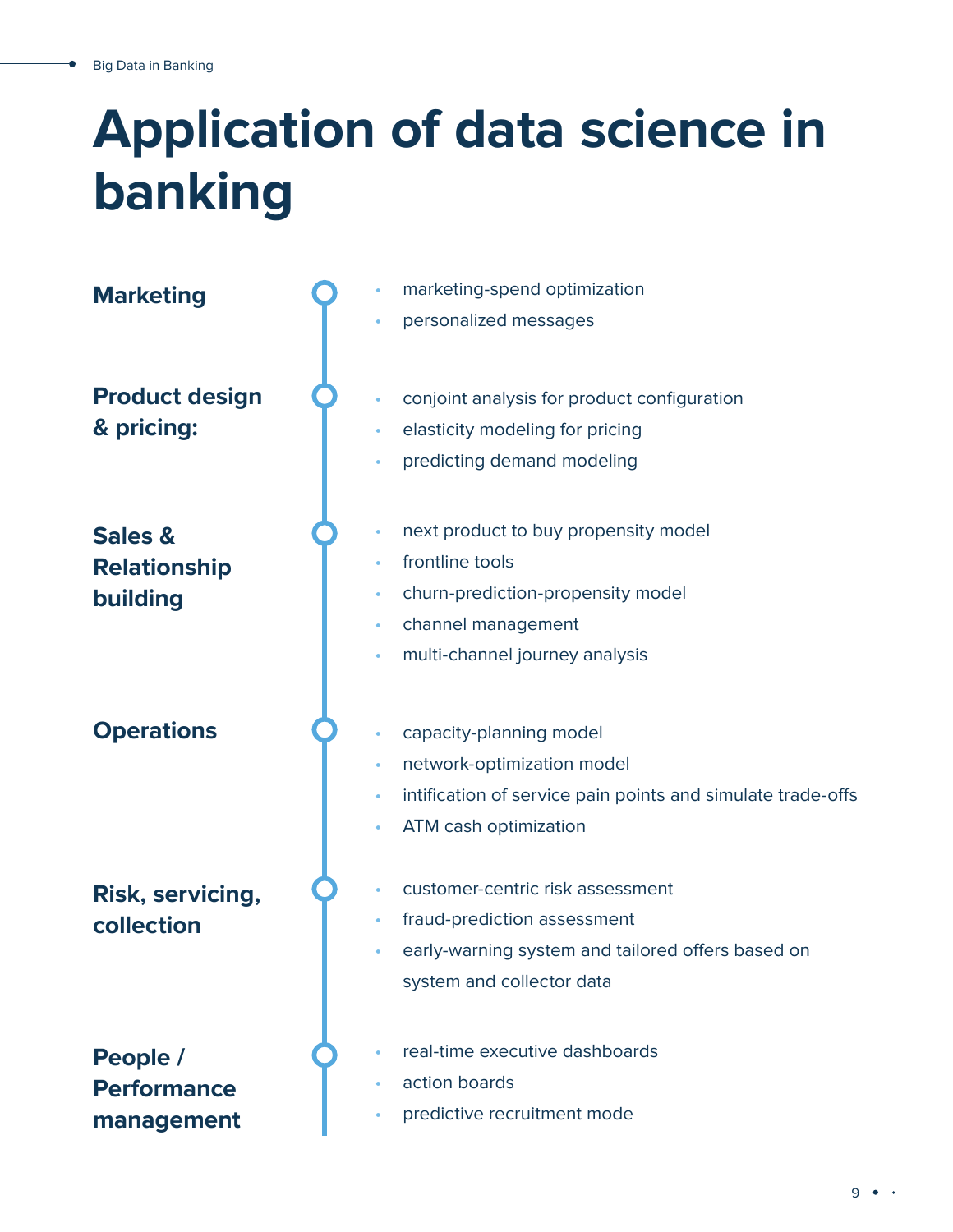# Application of data science in banking

**Marketing**

- marketing-spend optimization
- personalized messages

**Product design & pricing:**

- conjoint analysis for product configuration
- elasticity modeling for pricing
- predicting demand modeling

**Sales & Relationship building**

- next product to buy propensity model
- frontline tools
- churn-prediction-propensity model
- channel management
- multi-channel journey analysis

**Operations**

- capacity-planning model
- network-optimization model
- intification of service pain points and simulate trade-offs
- ATM cash optimization

**Risk, servicing, collection**

- customer-centric risk assessment
- fraud-prediction assessment
- early-warning system and tailored offers based on system and collector data

**People / Performance management**

- real-time executive dashboards
- action boards
- predictive recruitment mode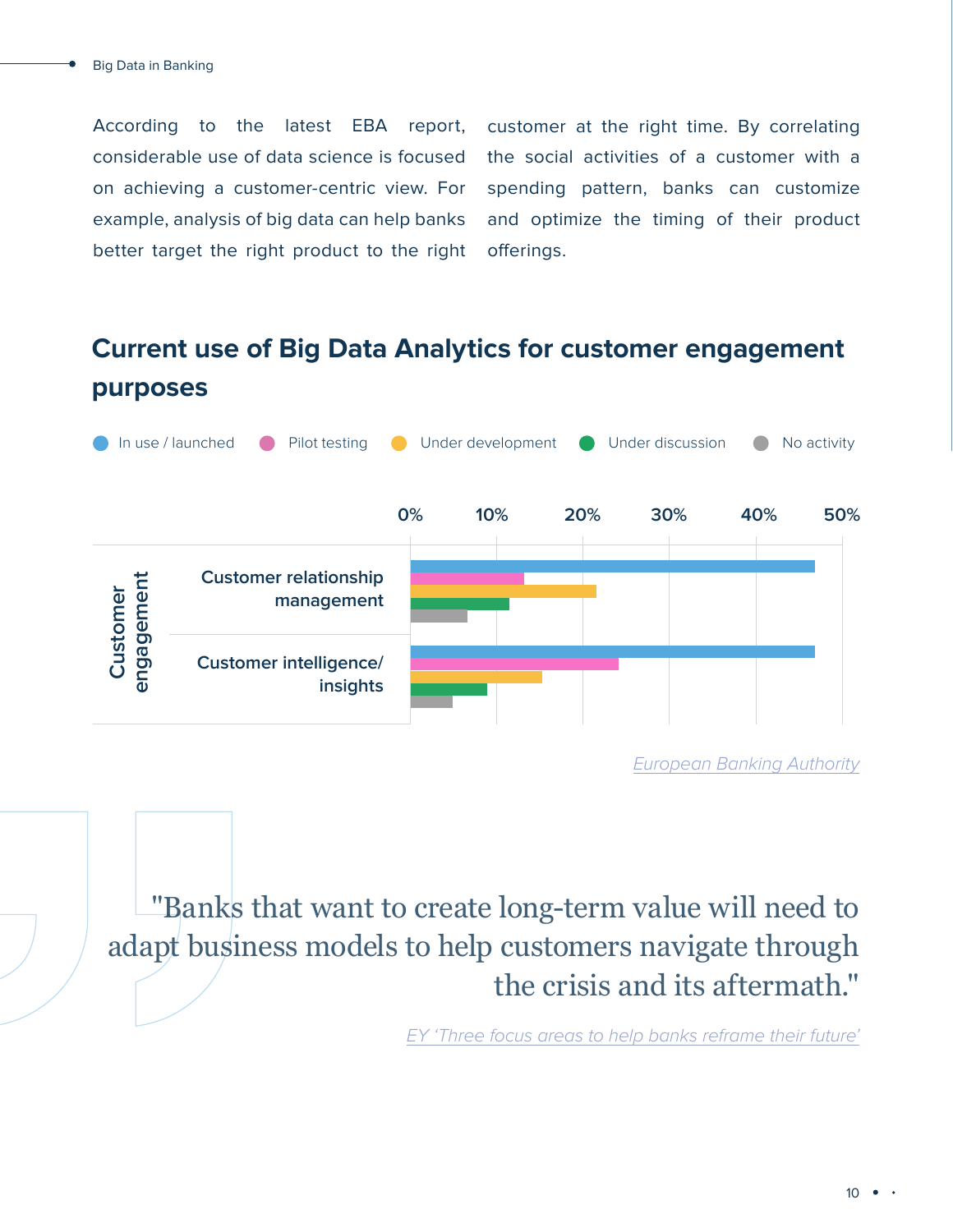According to the latest EBA report, considerable use of data science is focused on achieving a customer-centric view. For example, analysis of big data can help banks better target the right product to the right customer at the right time. By correlating the social activities of a customer with a spending pattern, banks can customize and optimize the timing of their product offerings.

## Current use of Big Data Analytics for customer engagement purposes

In use / launched · Pilot testing · Under development · Under discussion · No activity

Customer engagement: Customer relationship management; Customer intelligence/ insights

0% 10% 20% 30% 40% 50%

European Banking Authority

> "Banks that want to create long-term value will need to adapt business models to help customers navigate through the crisis and its aftermath."

EY 'Three focus areas to help banks reframe their future'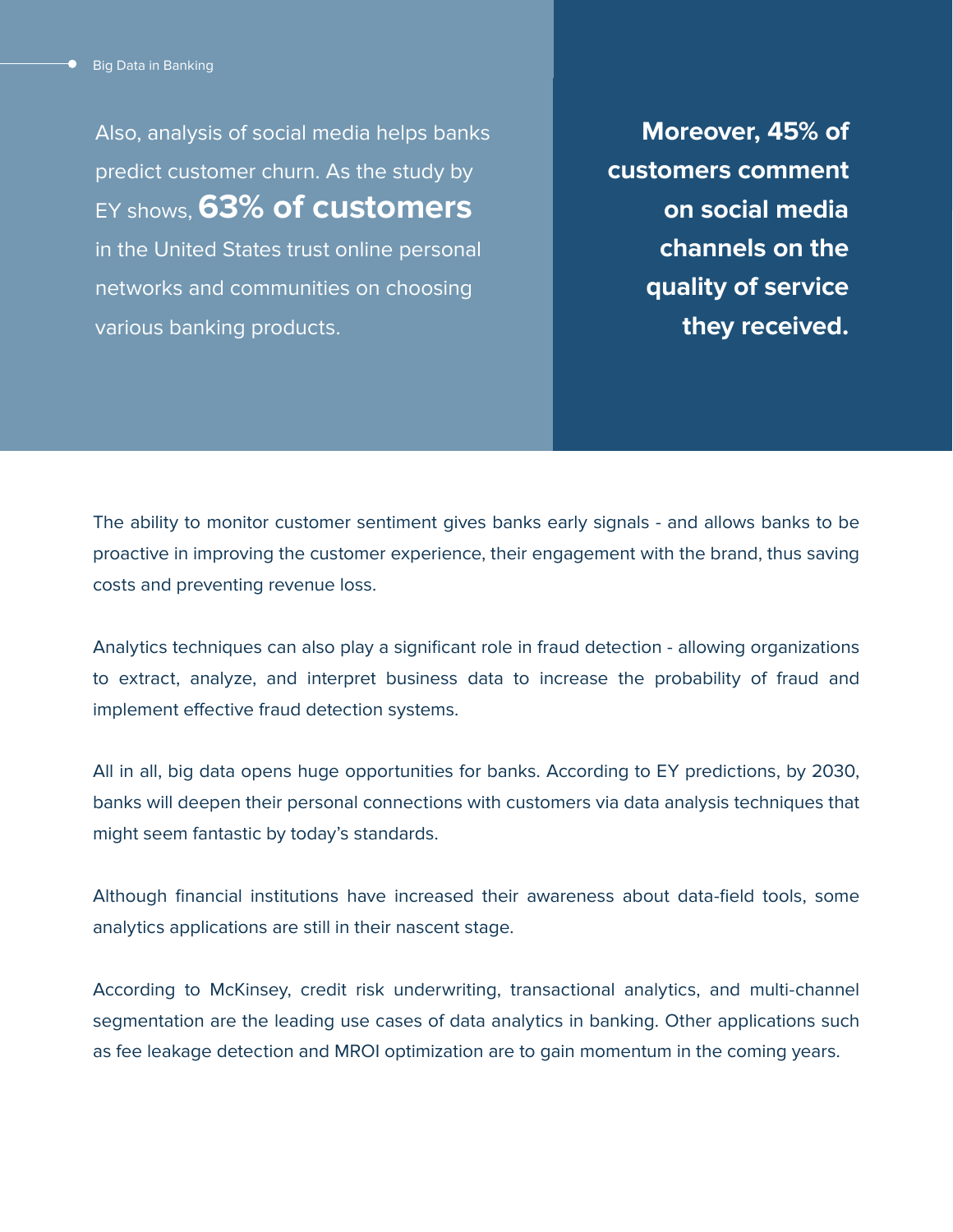Also, analysis of social media helps banks predict customer churn. As the study by EY shows, **63% of customers** in the United States trust online personal networks and communities on choosing various banking products.

**Moreover, 45% of customers comment on social media channels on the quality of service they received.**

The ability to monitor customer sentiment gives banks early signals - and allows banks to be proactive in improving the customer experience, their engagement with the brand, thus saving costs and preventing revenue loss.

Analytics techniques can also play a significant role in fraud detection - allowing organizations to extract, analyze, and interpret business data to increase the probability of fraud and implement effective fraud detection systems.

All in all, big data opens huge opportunities for banks. According to EY predictions, by 2030, banks will deepen their personal connections with customers via data analysis techniques that might seem fantastic by today's standards.

Although financial institutions have increased their awareness about data-field tools, some analytics applications are still in their nascent stage.

According to McKinsey, credit risk underwriting, transactional analytics, and multi-channel segmentation are the leading use cases of data analytics in banking. Other applications such as fee leakage detection and MROI optimization are to gain momentum in the coming years.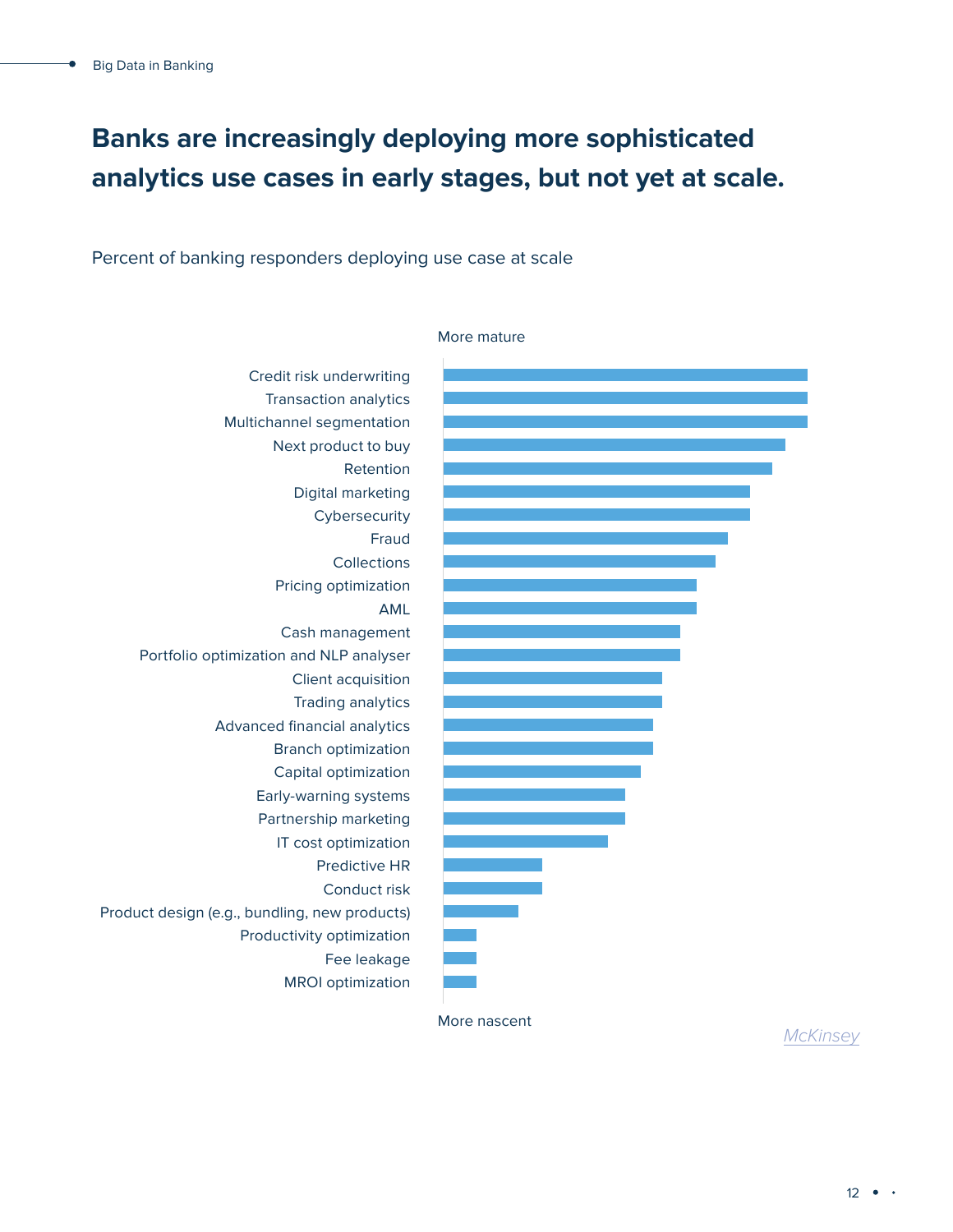# Banks are increasingly deploying more sophisticated analytics use cases in early stages, but not yet at scale.

Percent of banking responders deploying use case at scale

More mature

- Credit risk underwriting
- Transaction analytics
- Multichannel segmentation
- Next product to buy
- Retention
- Digital marketing
- Cybersecurity
- Fraud
- Collections
- Pricing optimization
- AML
- Cash management
- Portfolio optimization and NLP analyser
- Client acquisition
- Trading analytics
- Advanced financial analytics
- Branch optimization
- Capital optimization
- Early-warning systems
- Partnership marketing
- IT cost optimization
- Predictive HR
- Conduct risk
- Product design (e.g., bundling, new products)
- Productivity optimization
- Fee leakage
- MROI optimization

More nascent

McKinsey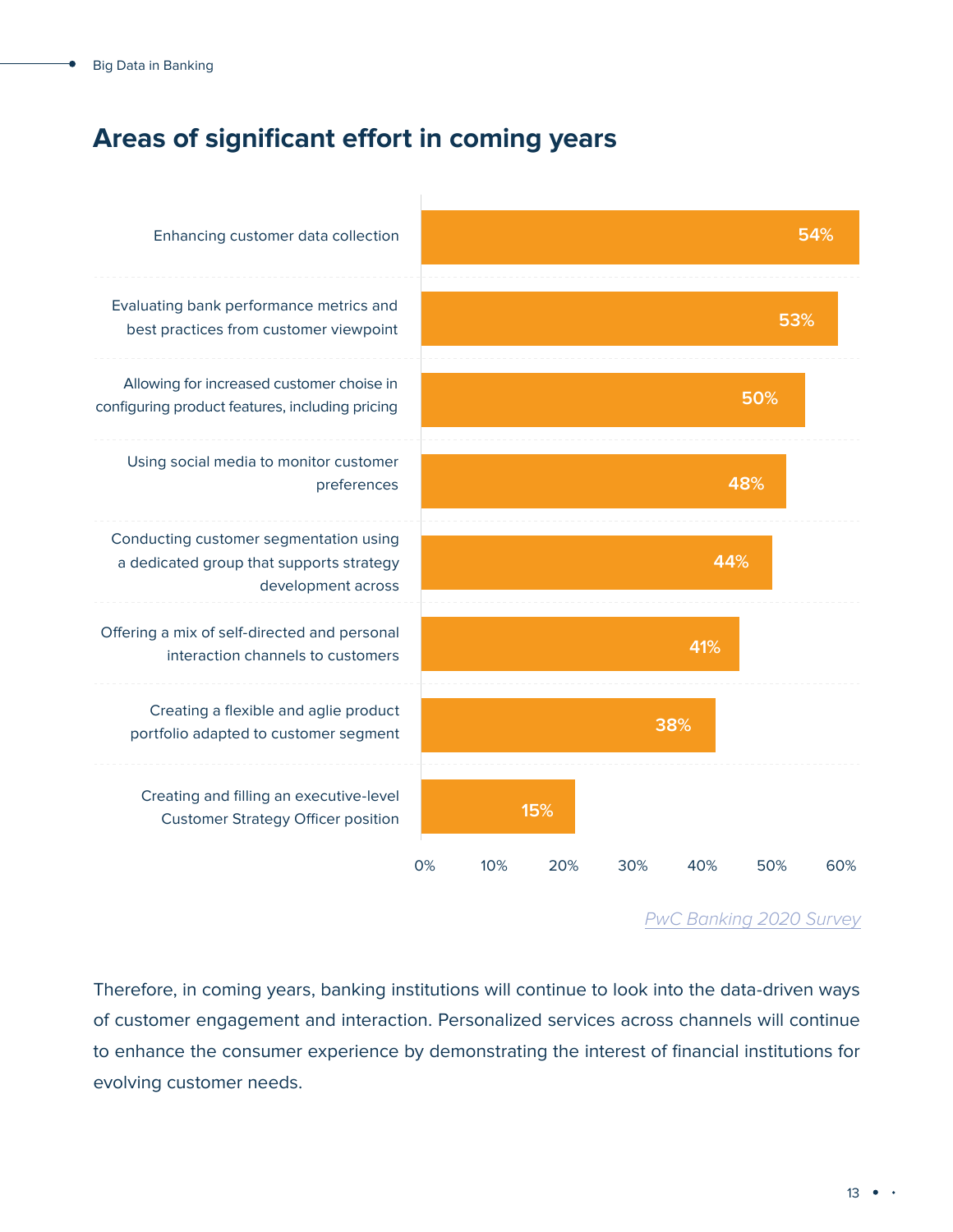## Areas of significant effort in coming years

| Area | Percentage |
| --- | --- |
| Enhancing customer data collection | 54% |
| Evaluating bank performance metrics and best practices from customer viewpoint | 53% |
| Allowing for increased customer choise in configuring product features, including pricing | 50% |
| Using social media to monitor customer preferences | 48% |
| Conducting customer segmentation using a dedicated group that supports strategy development across | 44% |
| Offering a mix of self-directed and personal interaction channels to customers | 41% |
| Creating a flexible and aglie product portfolio adapted to customer segment | 38% |
| Creating and filling an executive-level Customer Strategy Officer position | 15% |

*PwC Banking 2020 Survey*

Therefore, in coming years, banking institutions will continue to look into the data-driven ways of customer engagement and interaction. Personalized services across channels will continue to enhance the consumer experience by demonstrating the interest of financial institutions for evolving customer needs.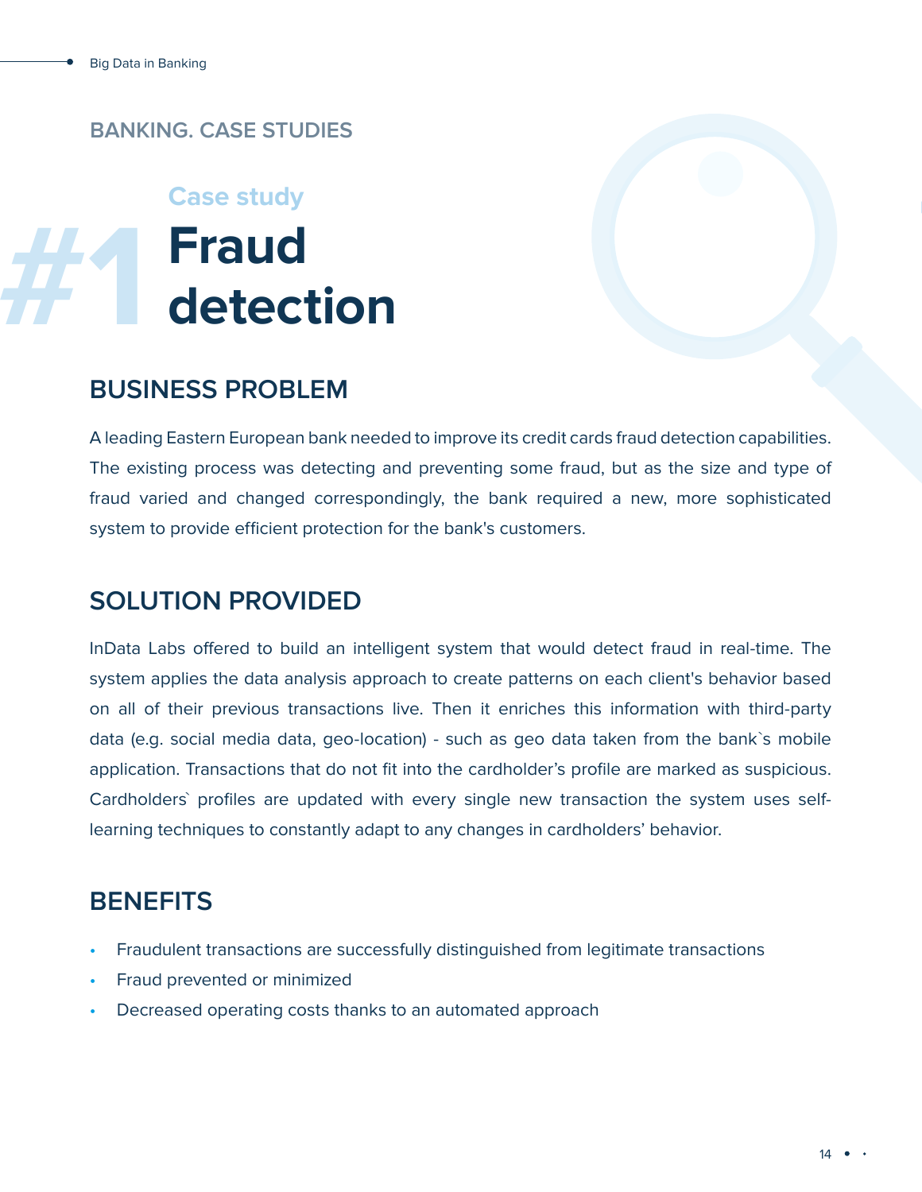## BANKING. CASE STUDIES

# #1 Case study Fraud detection

## BUSINESS PROBLEM

A leading Eastern European bank needed to improve its credit cards fraud detection capabilities. The existing process was detecting and preventing some fraud, but as the size and type of fraud varied and changed correspondingly, the bank required a new, more sophisticated system to provide efficient protection for the bank's customers.

## SOLUTION PROVIDED

InData Labs offered to build an intelligent system that would detect fraud in real-time. The system applies the data analysis approach to create patterns on each client's behavior based on all of their previous transactions live. Then it enriches this information with third-party data (e.g. social media data, geo-location) - such as geo data taken from the bank`s mobile application. Transactions that do not fit into the cardholder's profile are marked as suspicious. Cardholders` profiles are updated with every single new transaction the system uses self-learning techniques to constantly adapt to any changes in cardholders' behavior.

## BENEFITS

- Fraudulent transactions are successfully distinguished from legitimate transactions
- Fraud prevented or minimized
- Decreased operating costs thanks to an automated approach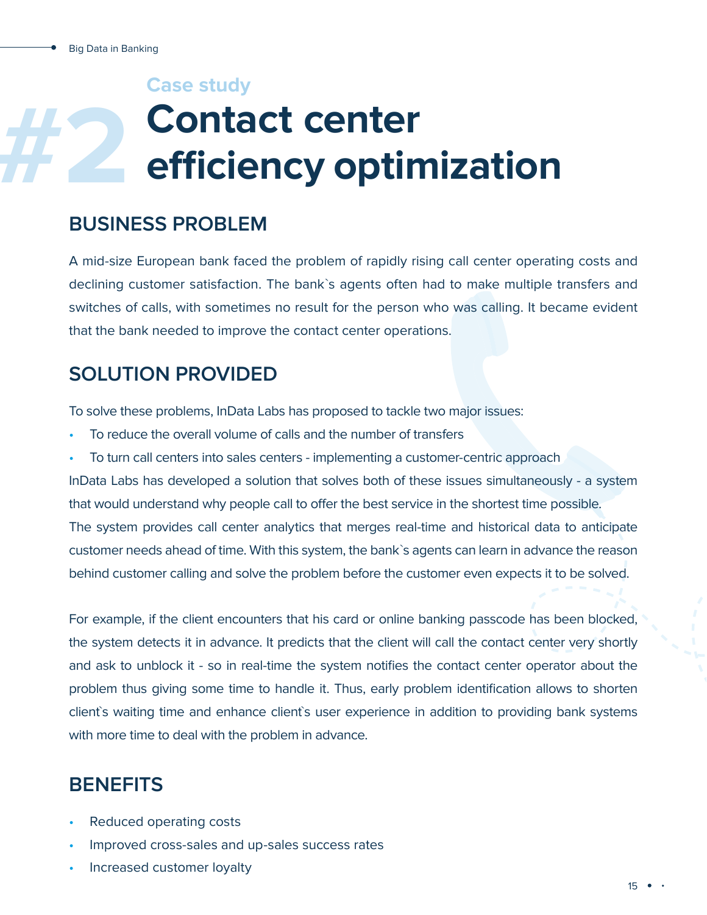Case study

# #2 Contact center efficiency optimization

## BUSINESS PROBLEM

A mid-size European bank faced the problem of rapidly rising call center operating costs and declining customer satisfaction. The bank`s agents often had to make multiple transfers and switches of calls, with sometimes no result for the person who was calling. It became evident that the bank needed to improve the contact center operations.

## SOLUTION PROVIDED

To solve these problems, InData Labs has proposed to tackle two major issues:

- To reduce the overall volume of calls and the number of transfers
- To turn call centers into sales centers - implementing a customer-centric approach

InData Labs has developed a solution that solves both of these issues simultaneously - a system that would understand why people call to offer the best service in the shortest time possible.

The system provides call center analytics that merges real-time and historical data to anticipate customer needs ahead of time. With this system, the bank`s agents can learn in advance the reason behind customer calling and solve the problem before the customer even expects it to be solved.

For example, if the client encounters that his card or online banking passcode has been blocked, the system detects it in advance. It predicts that the client will call the contact center very shortly and ask to unblock it - so in real-time the system notifies the contact center operator about the problem thus giving some time to handle it. Thus, early problem identification allows to shorten client`s waiting time and enhance client`s user experience in addition to providing bank systems with more time to deal with the problem in advance.

## BENEFITS

- Reduced operating costs
- Improved cross-sales and up-sales success rates
- Increased customer loyalty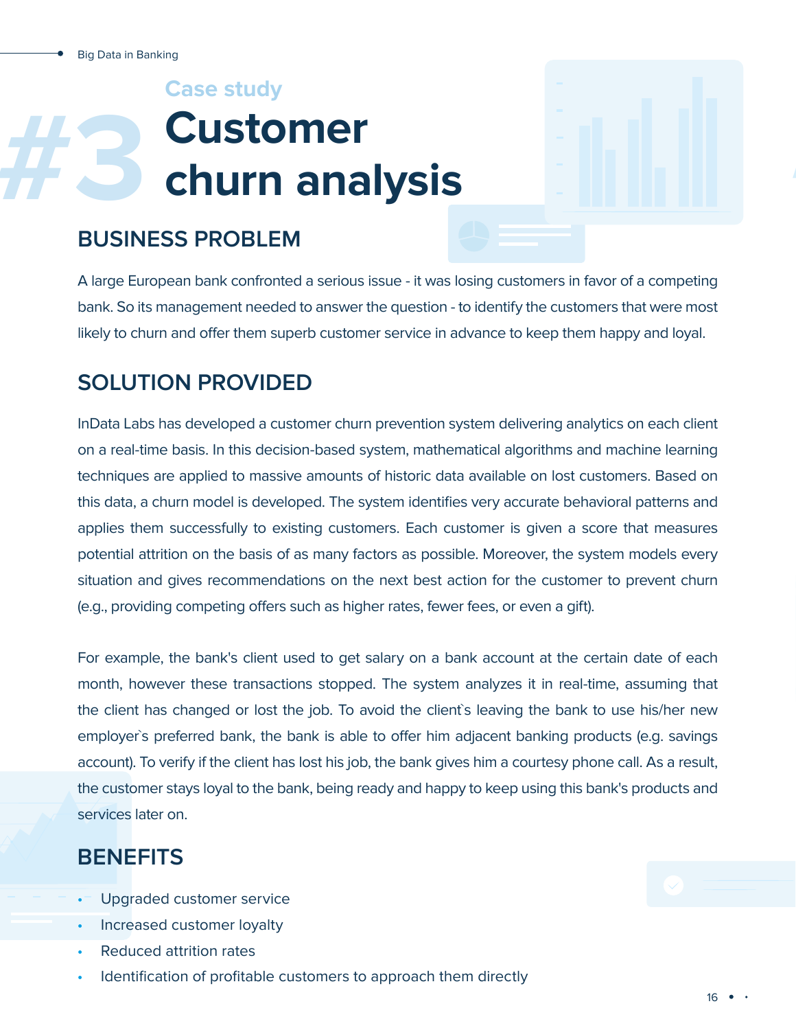Case study

# #3 Customer churn analysis

## BUSINESS PROBLEM

A large European bank confronted a serious issue - it was losing customers in favor of a competing bank. So its management needed to answer the question - to identify the customers that were most likely to churn and offer them superb customer service in advance to keep them happy and loyal.

## SOLUTION PROVIDED

InData Labs has developed a customer churn prevention system delivering analytics on each client on a real-time basis. In this decision-based system, mathematical algorithms and machine learning techniques are applied to massive amounts of historic data available on lost customers. Based on this data, a churn model is developed. The system identifies very accurate behavioral patterns and applies them successfully to existing customers. Each customer is given a score that measures potential attrition on the basis of as many factors as possible. Moreover, the system models every situation and gives recommendations on the next best action for the customer to prevent churn (e.g., providing competing offers such as higher rates, fewer fees, or even a gift).

For example, the bank's client used to get salary on a bank account at the certain date of each month, however these transactions stopped. The system analyzes it in real-time, assuming that the client has changed or lost the job. To avoid the client`s leaving the bank to use his/her new employer`s preferred bank, the bank is able to offer him adjacent banking products (e.g. savings account). To verify if the client has lost his job, the bank gives him a courtesy phone call. As a result, the customer stays loyal to the bank, being ready and happy to keep using this bank's products and services later on.

## BENEFITS

- Upgraded customer service
- Increased customer loyalty
- Reduced attrition rates
- Identification of profitable customers to approach them directly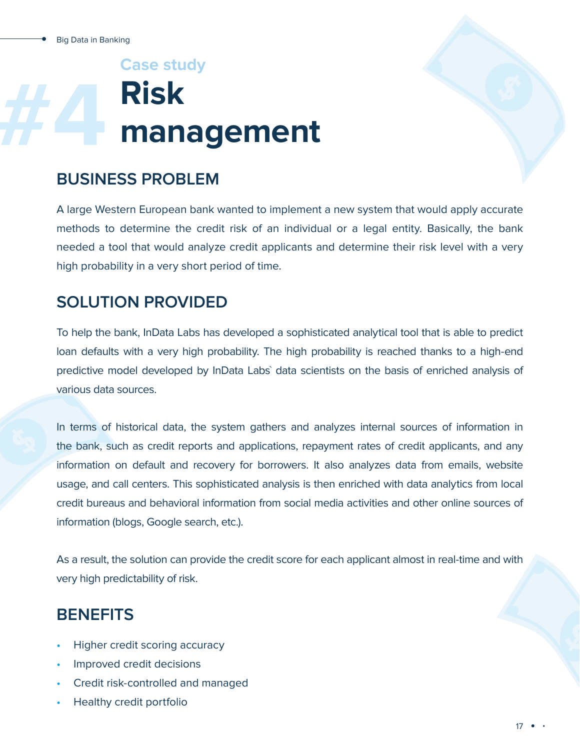# Case study #4 Risk management

## BUSINESS PROBLEM

A large Western European bank wanted to implement a new system that would apply accurate methods to determine the credit risk of an individual or a legal entity. Basically, the bank needed a tool that would analyze credit applicants and determine their risk level with a very high probability in a very short period of time.

## SOLUTION PROVIDED

To help the bank, InData Labs has developed a sophisticated analytical tool that is able to predict loan defaults with a very high probability. The high probability is reached thanks to a high-end predictive model developed by InData Labs` data scientists on the basis of enriched analysis of various data sources.

In terms of historical data, the system gathers and analyzes internal sources of information in the bank, such as credit reports and applications, repayment rates of credit applicants, and any information on default and recovery for borrowers. It also analyzes data from emails, website usage, and call centers. This sophisticated analysis is then enriched with data analytics from local credit bureaus and behavioral information from social media activities and other online sources of information (blogs, Google search, etc.).

As a result, the solution can provide the credit score for each applicant almost in real-time and with very high predictability of risk.

## BENEFITS

- Higher credit scoring accuracy
- Improved credit decisions
- Credit risk-controlled and managed
- Healthy credit portfolio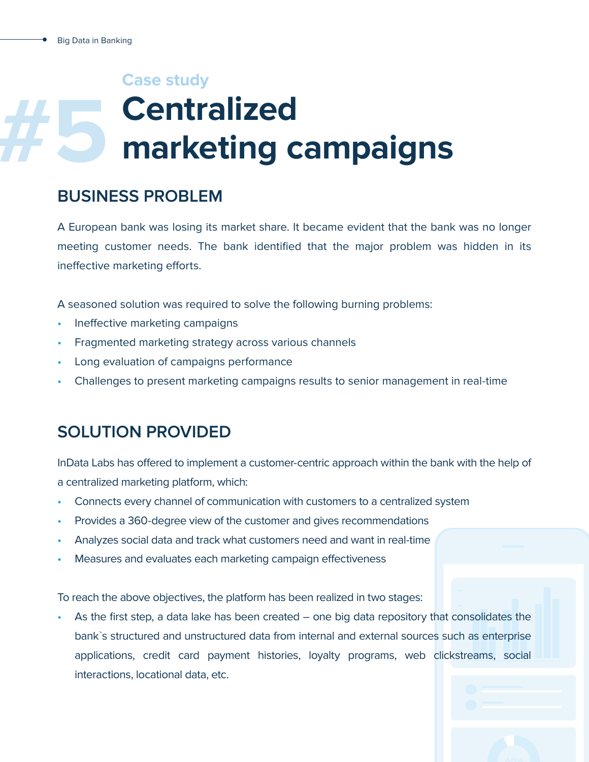Case study

# #5 Centralized marketing campaigns

## BUSINESS PROBLEM

A European bank was losing its market share. It became evident that the bank was no longer meeting customer needs. The bank identified that the major problem was hidden in its ineffective marketing efforts.

A seasoned solution was required to solve the following burning problems:

- Ineffective marketing campaigns
- Fragmented marketing strategy across various channels
- Long evaluation of campaigns performance
- Challenges to present marketing campaigns results to senior management in real-time

## SOLUTION PROVIDED

InData Labs has offered to implement a customer-centric approach within the bank with the help of a centralized marketing platform, which:

- Connects every channel of communication with customers to a centralized system
- Provides a 360-degree view of the customer and gives recommendations
- Analyzes social data and track what customers need and want in real-time
- Measures and evaluates each marketing campaign effectiveness

To reach the above objectives, the platform has been realized in two stages:

- As the first step, a data lake has been created – one big data repository that consolidates the bank`s structured and unstructured data from internal and external sources such as enterprise applications, credit card payment histories, loyalty programs, web clickstreams, social interactions, locational data, etc.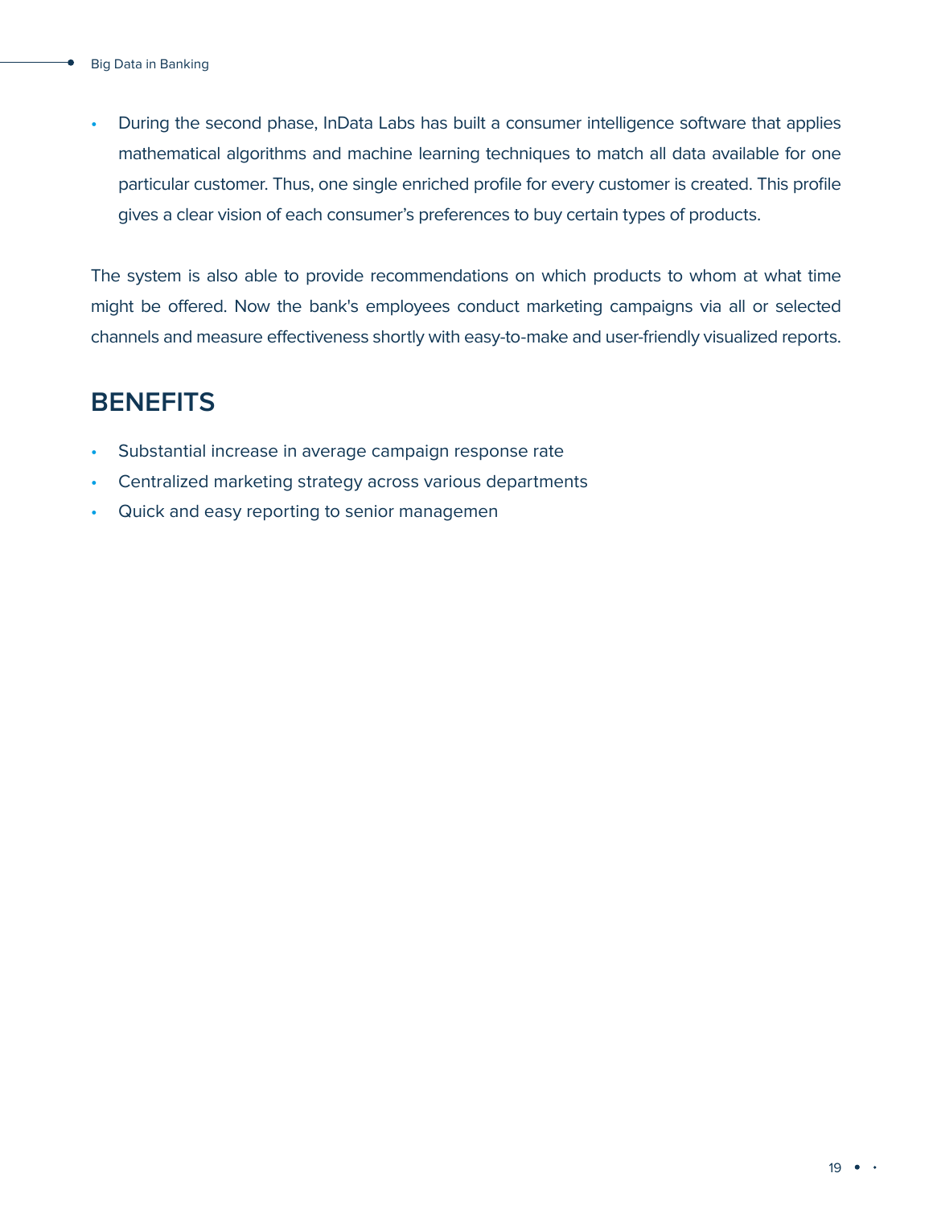- During the second phase, InData Labs has built a consumer intelligence software that applies mathematical algorithms and machine learning techniques to match all data available for one particular customer. Thus, one single enriched profile for every customer is created. This profile gives a clear vision of each consumer's preferences to buy certain types of products.

The system is also able to provide recommendations on which products to whom at what time might be offered. Now the bank's employees conduct marketing campaigns via all or selected channels and measure effectiveness shortly with easy-to-make and user-friendly visualized reports.

## BENEFITS

- Substantial increase in average campaign response rate
- Centralized marketing strategy across various departments
- Quick and easy reporting to senior managemen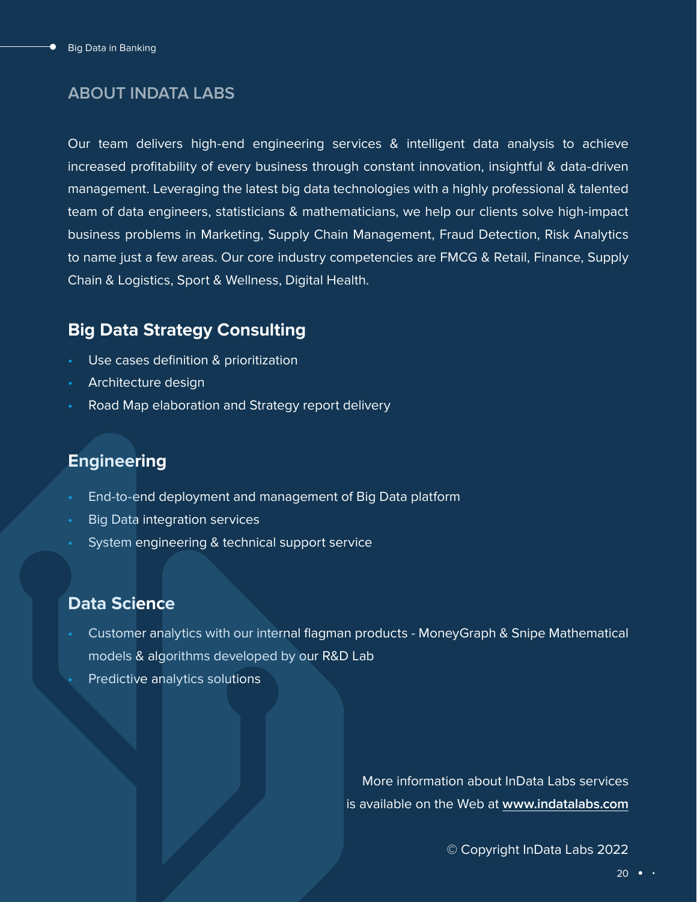## ABOUT INDATA LABS

Our team delivers high-end engineering services & intelligent data analysis to achieve increased profitability of every business through constant innovation, insightful & data-driven management. Leveraging the latest big data technologies with a highly professional & talented team of data engineers, statisticians & mathematicians, we help our clients solve high-impact business problems in Marketing, Supply Chain Management, Fraud Detection, Risk Analytics to name just a few areas. Our core industry competencies are FMCG & Retail, Finance, Supply Chain & Logistics, Sport & Wellness, Digital Health.

### Big Data Strategy Consulting

- Use cases definition & prioritization
- Architecture design
- Road Map elaboration and Strategy report delivery

### Engineering

- End-to-end deployment and management of Big Data platform
- Big Data integration services
- System engineering & technical support service

### Data Science

- Customer analytics with our internal flagman products - MoneyGraph & Snipe Mathematical models & algorithms developed by our R&D Lab
- Predictive analytics solutions

More information about InData Labs services is available on the Web at **www.indatalabs.com**

© Copyright InData Labs 2022